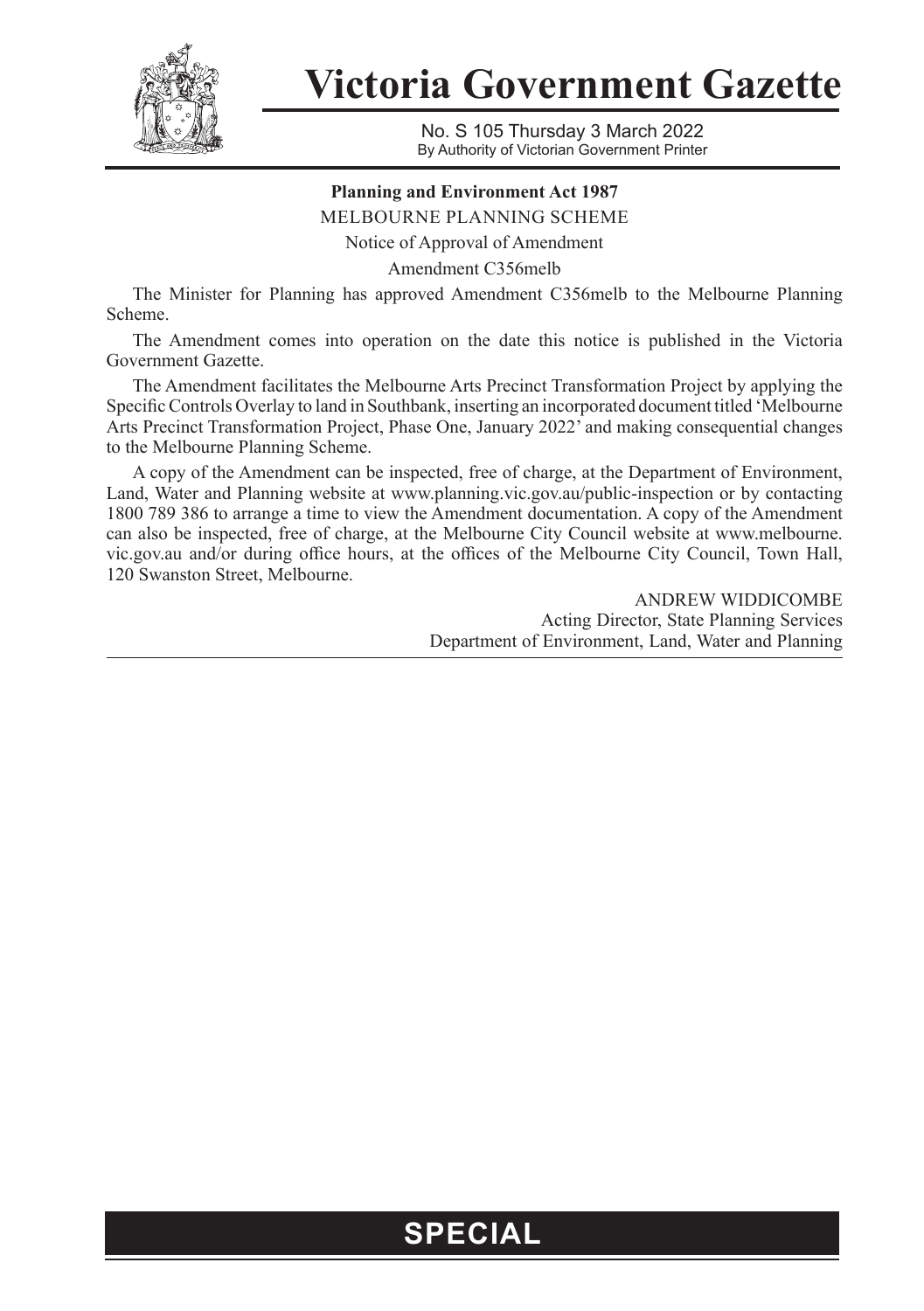# Victoria Government Gazette

No. S 105 Thursday 3 March 2022
By Authority of Victorian Government Printer

**Planning and Environment Act 1987**

MELBOURNE PLANNING SCHEME

Notice of Approval of Amendment

Amendment C356melb

The Minister for Planning has approved Amendment C356melb to the Melbourne Planning Scheme.

The Amendment comes into operation on the date this notice is published in the Victoria Government Gazette.

The Amendment facilitates the Melbourne Arts Precinct Transformation Project by applying the Specific Controls Overlay to land in Southbank, inserting an incorporated document titled 'Melbourne Arts Precinct Transformation Project, Phase One, January 2022' and making consequential changes to the Melbourne Planning Scheme.

A copy of the Amendment can be inspected, free of charge, at the Department of Environment, Land, Water and Planning website at www.planning.vic.gov.au/public-inspection or by contacting 1800 789 386 to arrange a time to view the Amendment documentation. A copy of the Amendment can also be inspected, free of charge, at the Melbourne City Council website at www.melbourne.vic.gov.au and/or during office hours, at the offices of the Melbourne City Council, Town Hall, 120 Swanston Street, Melbourne.

ANDREW WIDDICOMBE
Acting Director, State Planning Services
Department of Environment, Land, Water and Planning

**SPECIAL**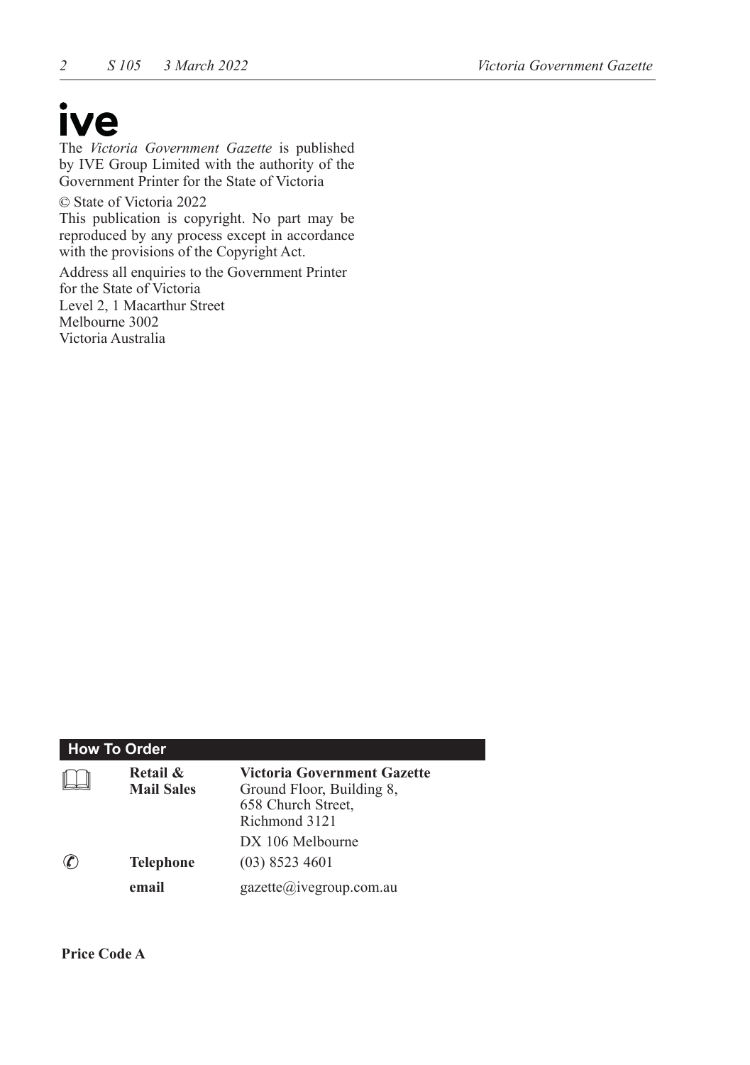ive

The *Victoria Government Gazette* is published by IVE Group Limited with the authority of the Government Printer for the State of Victoria

© State of Victoria 2022

This publication is copyright. No part may be reproduced by any process except in accordance with the provisions of the Copyright Act.

Address all enquiries to the Government Printer for the State of Victoria
Level 2, 1 Macarthur Street
Melbourne 3002
Victoria Australia

## How To Order

| | | |
|---|---|---|
| | **Retail & Mail Sales** | **Victoria Government Gazette** Ground Floor, Building 8, 658 Church Street, Richmond 3121 |
| | | DX 106 Melbourne |
| | **Telephone** | (03) 8523 4601 |
| | **email** | gazette@ivegroup.com.au |

**Price Code A**